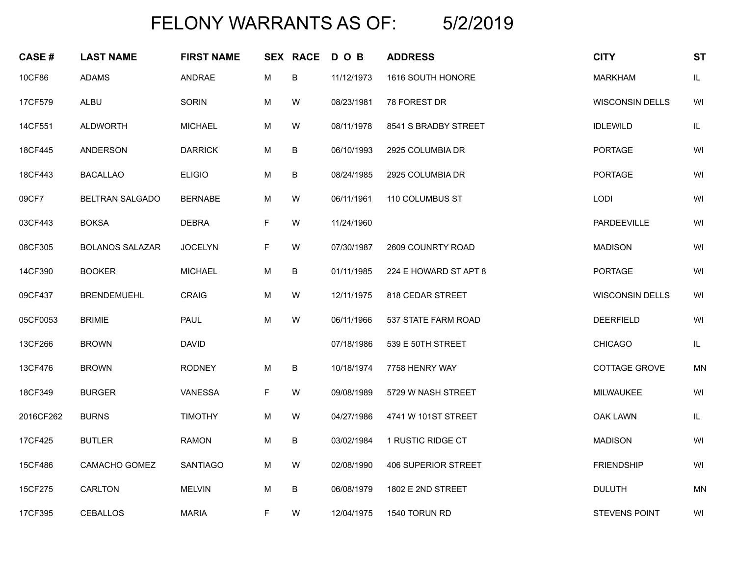# FELONY WARRANTS AS OF: 5/2/2019

| CASE # | LAST NAME | FIRST NAME | SEX | RACE | D O B | ADDRESS | CITY | ST |
|---|---|---|---|---|---|---|---|---|
| 10CF86 | ADAMS | ANDRAE | M | B | 11/12/1973 | 1616 SOUTH HONORE | MARKHAM | IL |
| 17CF579 | ALBU | SORIN | M | W | 08/23/1981 | 78 FOREST DR | WISCONSIN DELLS | WI |
| 14CF551 | ALDWORTH | MICHAEL | M | W | 08/11/1978 | 8541 S BRADBY STREET | IDLEWILD | IL |
| 18CF445 | ANDERSON | DARRICK | M | B | 06/10/1993 | 2925 COLUMBIA DR | PORTAGE | WI |
| 18CF443 | BACALLAO | ELIGIO | M | B | 08/24/1985 | 2925 COLUMBIA DR | PORTAGE | WI |
| 09CF7 | BELTRAN SALGADO | BERNABE | M | W | 06/11/1961 | 110 COLUMBUS ST | LODI | WI |
| 03CF443 | BOKSA | DEBRA | F | W | 11/24/1960 | | PARDEEVILLE | WI |
| 08CF305 | BOLANOS SALAZAR | JOCELYN | F | W | 07/30/1987 | 2609 COUNRTY ROAD | MADISON | WI |
| 14CF390 | BOOKER | MICHAEL | M | B | 01/11/1985 | 224 E HOWARD ST APT 8 | PORTAGE | WI |
| 09CF437 | BRENDEMUEHL | CRAIG | M | W | 12/11/1975 | 818 CEDAR STREET | WISCONSIN DELLS | WI |
| 05CF0053 | BRIMIE | PAUL | M | W | 06/11/1966 | 537 STATE FARM ROAD | DEERFIELD | WI |
| 13CF266 | BROWN | DAVID | | | 07/18/1986 | 539 E 50TH STREET | CHICAGO | IL |
| 13CF476 | BROWN | RODNEY | M | B | 10/18/1974 | 7758 HENRY WAY | COTTAGE GROVE | MN |
| 18CF349 | BURGER | VANESSA | F | W | 09/08/1989 | 5729 W NASH STREET | MILWAUKEE | WI |
| 2016CF262 | BURNS | TIMOTHY | M | W | 04/27/1986 | 4741 W 101ST STREET | OAK LAWN | IL |
| 17CF425 | BUTLER | RAMON | M | B | 03/02/1984 | 1 RUSTIC RIDGE CT | MADISON | WI |
| 15CF486 | CAMACHO GOMEZ | SANTIAGO | M | W | 02/08/1990 | 406 SUPERIOR STREET | FRIENDSHIP | WI |
| 15CF275 | CARLTON | MELVIN | M | B | 06/08/1979 | 1802 E 2ND STREET | DULUTH | MN |
| 17CF395 | CEBALLOS | MARIA | F | W | 12/04/1975 | 1540 TORUN RD | STEVENS POINT | WI |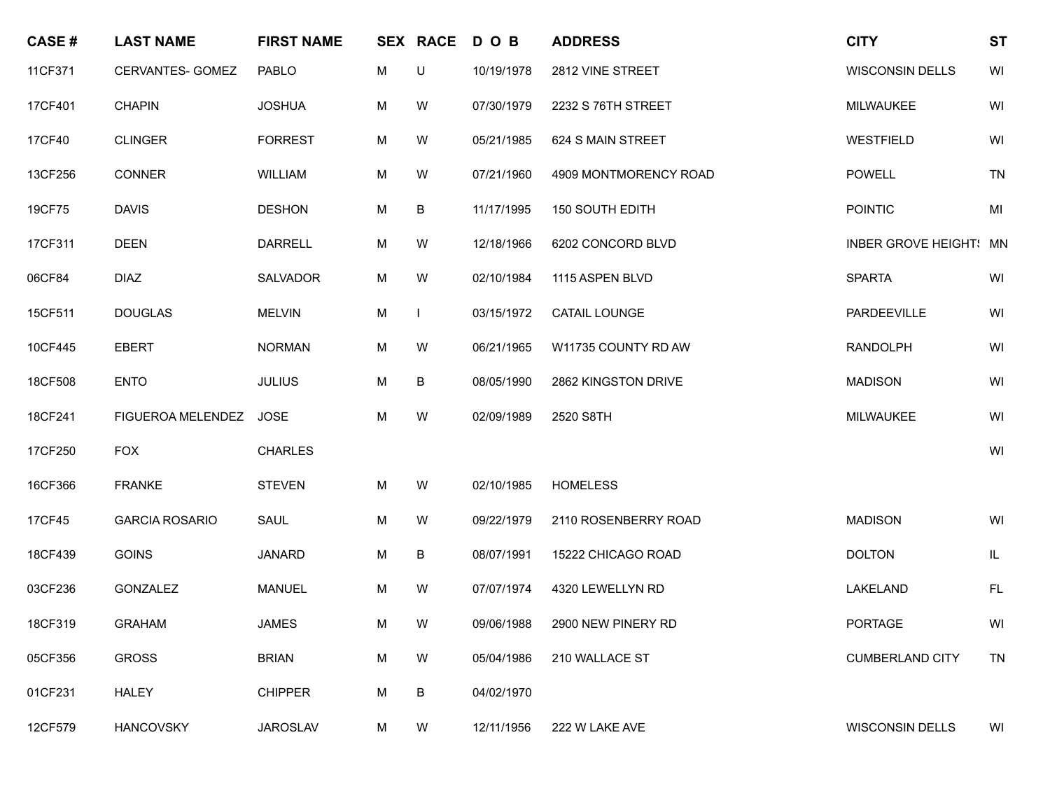| CASE # | LAST NAME | FIRST NAME | SEX | RACE | D O B | ADDRESS | CITY | ST |
|---|---|---|---|---|---|---|---|---|
| 11CF371 | CERVANTES- GOMEZ | PABLO | M | U | 10/19/1978 | 2812 VINE STREET | WISCONSIN DELLS | WI |
| 17CF401 | CHAPIN | JOSHUA | M | W | 07/30/1979 | 2232 S 76TH STREET | MILWAUKEE | WI |
| 17CF40 | CLINGER | FORREST | M | W | 05/21/1985 | 624 S MAIN STREET | WESTFIELD | WI |
| 13CF256 | CONNER | WILLIAM | M | W | 07/21/1960 | 4909 MONTMORENCY ROAD | POWELL | TN |
| 19CF75 | DAVIS | DESHON | M | B | 11/17/1995 | 150 SOUTH EDITH | POINTIC | MI |
| 17CF311 | DEEN | DARRELL | M | W | 12/18/1966 | 6202 CONCORD BLVD | INBER GROVE HEIGHTS | MN |
| 06CF84 | DIAZ | SALVADOR | M | W | 02/10/1984 | 1115 ASPEN BLVD | SPARTA | WI |
| 15CF511 | DOUGLAS | MELVIN | M | I | 03/15/1972 | CATAIL LOUNGE | PARDEEVILLE | WI |
| 10CF445 | EBERT | NORMAN | M | W | 06/21/1965 | W11735 COUNTY RD AW | RANDOLPH | WI |
| 18CF508 | ENTO | JULIUS | M | B | 08/05/1990 | 2862 KINGSTON DRIVE | MADISON | WI |
| 18CF241 | FIGUEROA MELENDEZ | JOSE | M | W | 02/09/1989 | 2520 S8TH | MILWAUKEE | WI |
| 17CF250 | FOX | CHARLES | | | | | | WI |
| 16CF366 | FRANKE | STEVEN | M | W | 02/10/1985 | HOMELESS | | |
| 17CF45 | GARCIA ROSARIO | SAUL | M | W | 09/22/1979 | 2110 ROSENBERRY ROAD | MADISON | WI |
| 18CF439 | GOINS | JANARD | M | B | 08/07/1991 | 15222 CHICAGO ROAD | DOLTON | IL |
| 03CF236 | GONZALEZ | MANUEL | M | W | 07/07/1974 | 4320 LEWELLYN RD | LAKELAND | FL |
| 18CF319 | GRAHAM | JAMES | M | W | 09/06/1988 | 2900 NEW PINERY RD | PORTAGE | WI |
| 05CF356 | GROSS | BRIAN | M | W | 05/04/1986 | 210 WALLACE ST | CUMBERLAND CITY | TN |
| 01CF231 | HALEY | CHIPPER | M | B | 04/02/1970 | | | |
| 12CF579 | HANCOVSKY | JAROSLAV | M | W | 12/11/1956 | 222 W LAKE AVE | WISCONSIN DELLS | WI |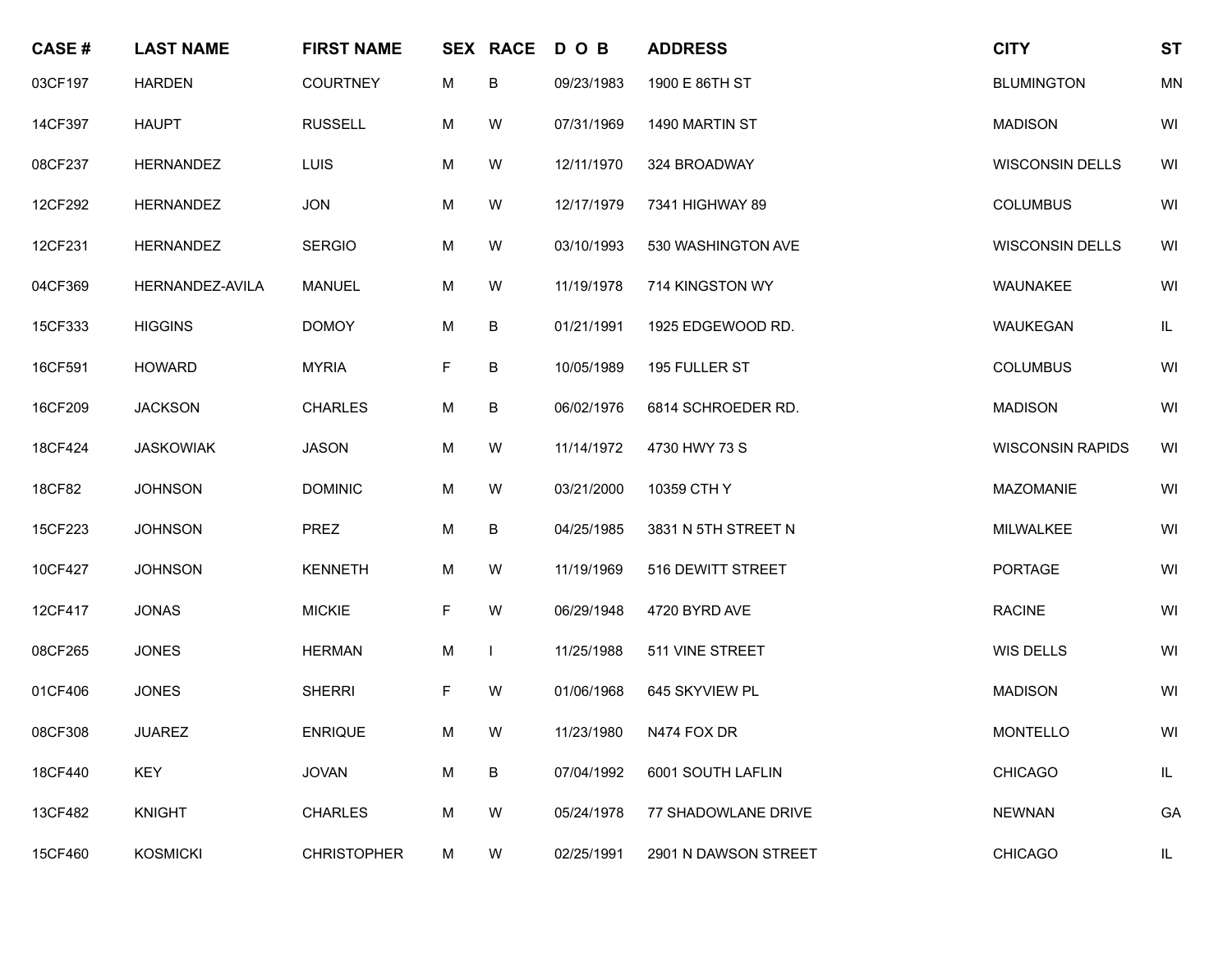| CASE # | LAST NAME | FIRST NAME | SEX | RACE | D O B | ADDRESS | CITY | ST |
|---|---|---|---|---|---|---|---|---|
| 03CF197 | HARDEN | COURTNEY | M | B | 09/23/1983 | 1900 E 86TH ST | BLUMINGTON | MN |
| 14CF397 | HAUPT | RUSSELL | M | W | 07/31/1969 | 1490 MARTIN ST | MADISON | WI |
| 08CF237 | HERNANDEZ | LUIS | M | W | 12/11/1970 | 324 BROADWAY | WISCONSIN DELLS | WI |
| 12CF292 | HERNANDEZ | JON | M | W | 12/17/1979 | 7341 HIGHWAY 89 | COLUMBUS | WI |
| 12CF231 | HERNANDEZ | SERGIO | M | W | 03/10/1993 | 530 WASHINGTON AVE | WISCONSIN DELLS | WI |
| 04CF369 | HERNANDEZ-AVILA | MANUEL | M | W | 11/19/1978 | 714 KINGSTON WY | WAUNAKEE | WI |
| 15CF333 | HIGGINS | DOMOY | M | B | 01/21/1991 | 1925 EDGEWOOD RD. | WAUKEGAN | IL |
| 16CF591 | HOWARD | MYRIA | F | B | 10/05/1989 | 195 FULLER ST | COLUMBUS | WI |
| 16CF209 | JACKSON | CHARLES | M | B | 06/02/1976 | 6814 SCHROEDER RD. | MADISON | WI |
| 18CF424 | JASKOWIAK | JASON | M | W | 11/14/1972 | 4730 HWY 73 S | WISCONSIN RAPIDS | WI |
| 18CF82 | JOHNSON | DOMINIC | M | W | 03/21/2000 | 10359 CTH Y | MAZOMANIE | WI |
| 15CF223 | JOHNSON | PREZ | M | B | 04/25/1985 | 3831 N 5TH STREET N | MILWALKEE | WI |
| 10CF427 | JOHNSON | KENNETH | M | W | 11/19/1969 | 516 DEWITT STREET | PORTAGE | WI |
| 12CF417 | JONAS | MICKIE | F | W | 06/29/1948 | 4720 BYRD AVE | RACINE | WI |
| 08CF265 | JONES | HERMAN | M | I | 11/25/1988 | 511 VINE STREET | WIS DELLS | WI |
| 01CF406 | JONES | SHERRI | F | W | 01/06/1968 | 645 SKYVIEW PL | MADISON | WI |
| 08CF308 | JUAREZ | ENRIQUE | M | W | 11/23/1980 | N474 FOX DR | MONTELLO | WI |
| 18CF440 | KEY | JOVAN | M | B | 07/04/1992 | 6001 SOUTH LAFLIN | CHICAGO | IL |
| 13CF482 | KNIGHT | CHARLES | M | W | 05/24/1978 | 77 SHADOWLANE DRIVE | NEWNAN | GA |
| 15CF460 | KOSMICKI | CHRISTOPHER | M | W | 02/25/1991 | 2901 N DAWSON STREET | CHICAGO | IL |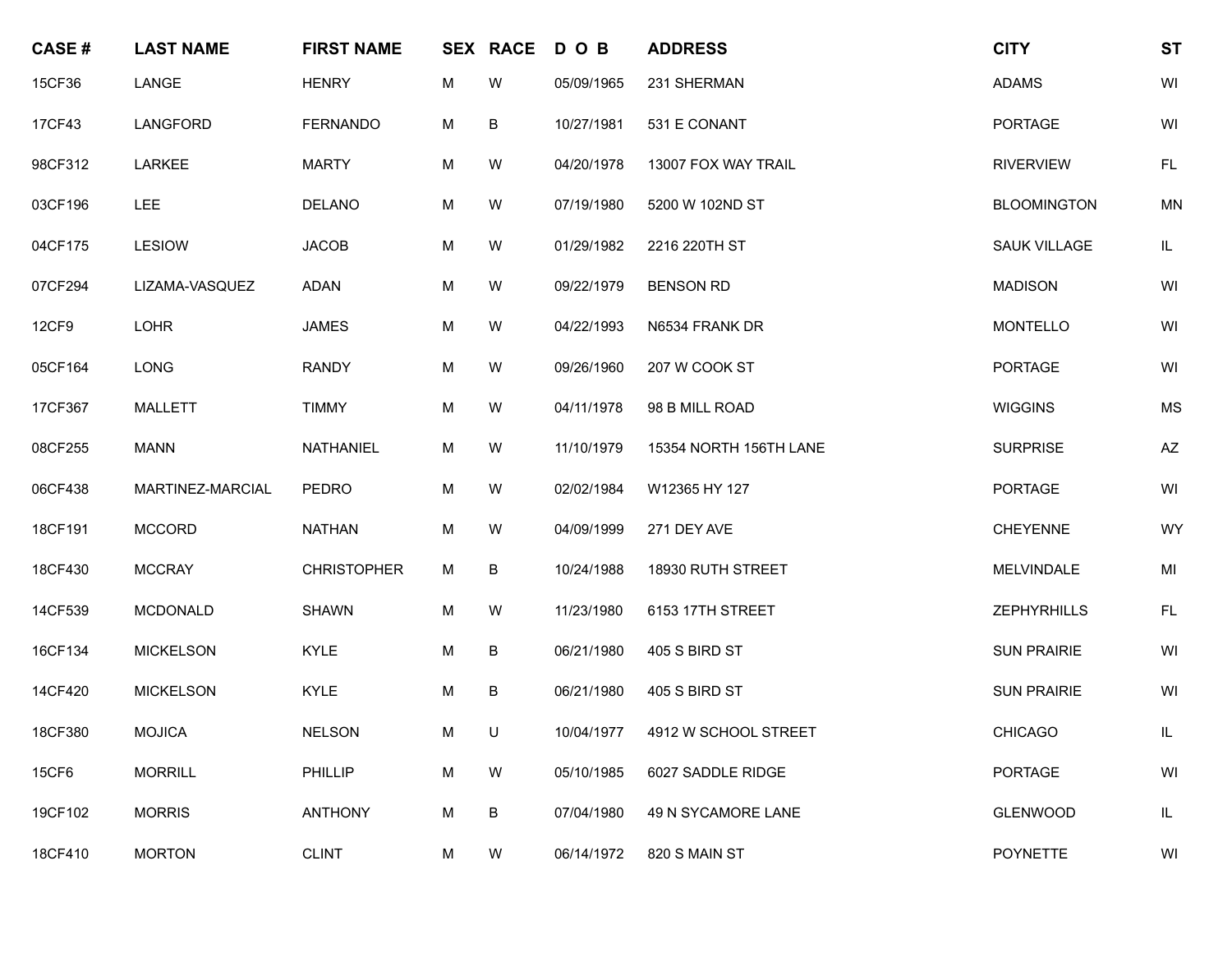| CASE # | LAST NAME | FIRST NAME | SEX | RACE | D O B | ADDRESS | CITY | ST |
|---|---|---|---|---|---|---|---|---|
| 15CF36 | LANGE | HENRY | M | W | 05/09/1965 | 231 SHERMAN | ADAMS | WI |
| 17CF43 | LANGFORD | FERNANDO | M | B | 10/27/1981 | 531 E CONANT | PORTAGE | WI |
| 98CF312 | LARKEE | MARTY | M | W | 04/20/1978 | 13007 FOX WAY TRAIL | RIVERVIEW | FL |
| 03CF196 | LEE | DELANO | M | W | 07/19/1980 | 5200 W 102ND ST | BLOOMINGTON | MN |
| 04CF175 | LESIOW | JACOB | M | W | 01/29/1982 | 2216 220TH ST | SAUK VILLAGE | IL |
| 07CF294 | LIZAMA-VASQUEZ | ADAN | M | W | 09/22/1979 | BENSON RD | MADISON | WI |
| 12CF9 | LOHR | JAMES | M | W | 04/22/1993 | N6534 FRANK DR | MONTELLO | WI |
| 05CF164 | LONG | RANDY | M | W | 09/26/1960 | 207 W COOK ST | PORTAGE | WI |
| 17CF367 | MALLETT | TIMMY | M | W | 04/11/1978 | 98 B MILL ROAD | WIGGINS | MS |
| 08CF255 | MANN | NATHANIEL | M | W | 11/10/1979 | 15354 NORTH 156TH LANE | SURPRISE | AZ |
| 06CF438 | MARTINEZ-MARCIAL | PEDRO | M | W | 02/02/1984 | W12365 HY 127 | PORTAGE | WI |
| 18CF191 | MCCORD | NATHAN | M | W | 04/09/1999 | 271 DEY AVE | CHEYENNE | WY |
| 18CF430 | MCCRAY | CHRISTOPHER | M | B | 10/24/1988 | 18930 RUTH STREET | MELVINDALE | MI |
| 14CF539 | MCDONALD | SHAWN | M | W | 11/23/1980 | 6153 17TH STREET | ZEPHYRHILLS | FL |
| 16CF134 | MICKELSON | KYLE | M | B | 06/21/1980 | 405 S BIRD ST | SUN PRAIRIE | WI |
| 14CF420 | MICKELSON | KYLE | M | B | 06/21/1980 | 405 S BIRD ST | SUN PRAIRIE | WI |
| 18CF380 | MOJICA | NELSON | M | U | 10/04/1977 | 4912 W SCHOOL STREET | CHICAGO | IL |
| 15CF6 | MORRILL | PHILLIP | M | W | 05/10/1985 | 6027 SADDLE RIDGE | PORTAGE | WI |
| 19CF102 | MORRIS | ANTHONY | M | B | 07/04/1980 | 49 N SYCAMORE LANE | GLENWOOD | IL |
| 18CF410 | MORTON | CLINT | M | W | 06/14/1972 | 820 S MAIN ST | POYNETTE | WI |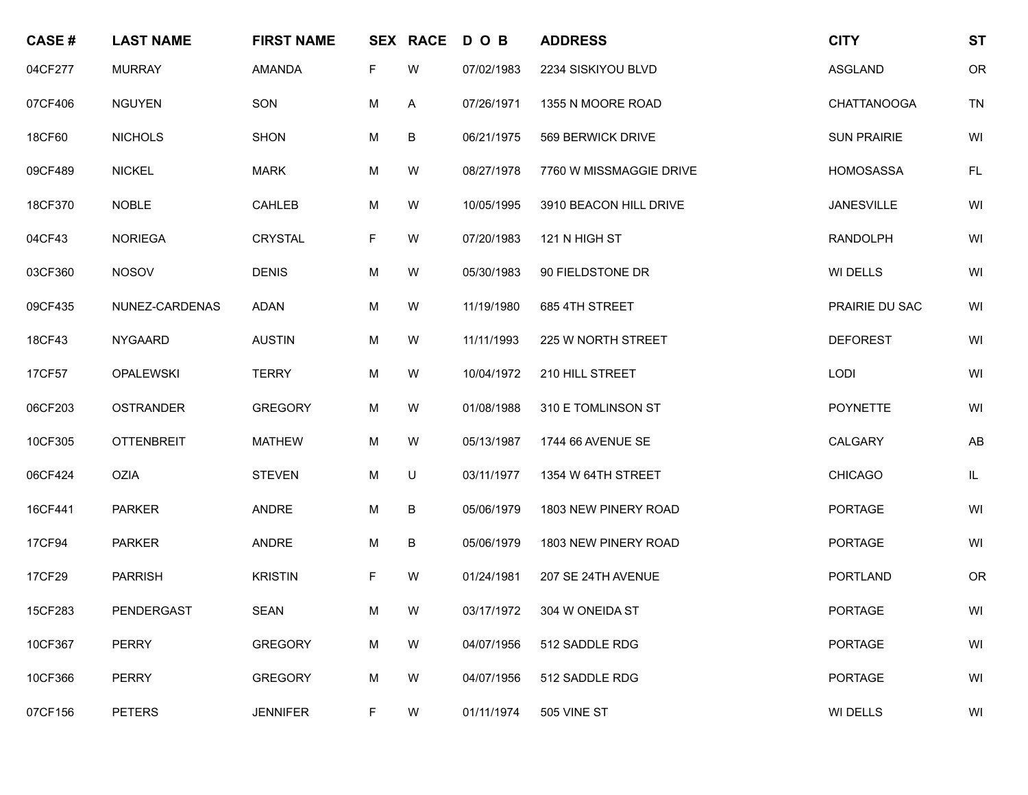| CASE # | LAST NAME | FIRST NAME | SEX | RACE | D O B | ADDRESS | CITY | ST |
|---|---|---|---|---|---|---|---|---|
| 04CF277 | MURRAY | AMANDA | F | W | 07/02/1983 | 2234 SISKIYOU BLVD | ASGLAND | OR |
| 07CF406 | NGUYEN | SON | M | A | 07/26/1971 | 1355 N MOORE ROAD | CHATTANOOGA | TN |
| 18CF60 | NICHOLS | SHON | M | B | 06/21/1975 | 569 BERWICK DRIVE | SUN PRAIRIE | WI |
| 09CF489 | NICKEL | MARK | M | W | 08/27/1978 | 7760 W MISSMAGGIE DRIVE | HOMOSASSA | FL |
| 18CF370 | NOBLE | CAHLEB | M | W | 10/05/1995 | 3910 BEACON HILL DRIVE | JANESVILLE | WI |
| 04CF43 | NORIEGA | CRYSTAL | F | W | 07/20/1983 | 121 N HIGH ST | RANDOLPH | WI |
| 03CF360 | NOSOV | DENIS | M | W | 05/30/1983 | 90 FIELDSTONE DR | WI DELLS | WI |
| 09CF435 | NUNEZ-CARDENAS | ADAN | M | W | 11/19/1980 | 685 4TH STREET | PRAIRIE DU SAC | WI |
| 18CF43 | NYGAARD | AUSTIN | M | W | 11/11/1993 | 225 W NORTH STREET | DEFOREST | WI |
| 17CF57 | OPALEWSKI | TERRY | M | W | 10/04/1972 | 210 HILL STREET | LODI | WI |
| 06CF203 | OSTRANDER | GREGORY | M | W | 01/08/1988 | 310 E TOMLINSON ST | POYNETTE | WI |
| 10CF305 | OTTENBREIT | MATHEW | M | W | 05/13/1987 | 1744 66 AVENUE SE | CALGARY | AB |
| 06CF424 | OZIA | STEVEN | M | U | 03/11/1977 | 1354 W 64TH STREET | CHICAGO | IL |
| 16CF441 | PARKER | ANDRE | M | B | 05/06/1979 | 1803 NEW PINERY ROAD | PORTAGE | WI |
| 17CF94 | PARKER | ANDRE | M | B | 05/06/1979 | 1803 NEW PINERY ROAD | PORTAGE | WI |
| 17CF29 | PARRISH | KRISTIN | F | W | 01/24/1981 | 207 SE 24TH AVENUE | PORTLAND | OR |
| 15CF283 | PENDERGAST | SEAN | M | W | 03/17/1972 | 304 W ONEIDA ST | PORTAGE | WI |
| 10CF367 | PERRY | GREGORY | M | W | 04/07/1956 | 512 SADDLE RDG | PORTAGE | WI |
| 10CF366 | PERRY | GREGORY | M | W | 04/07/1956 | 512 SADDLE RDG | PORTAGE | WI |
| 07CF156 | PETERS | JENNIFER | F | W | 01/11/1974 | 505 VINE ST | WI DELLS | WI |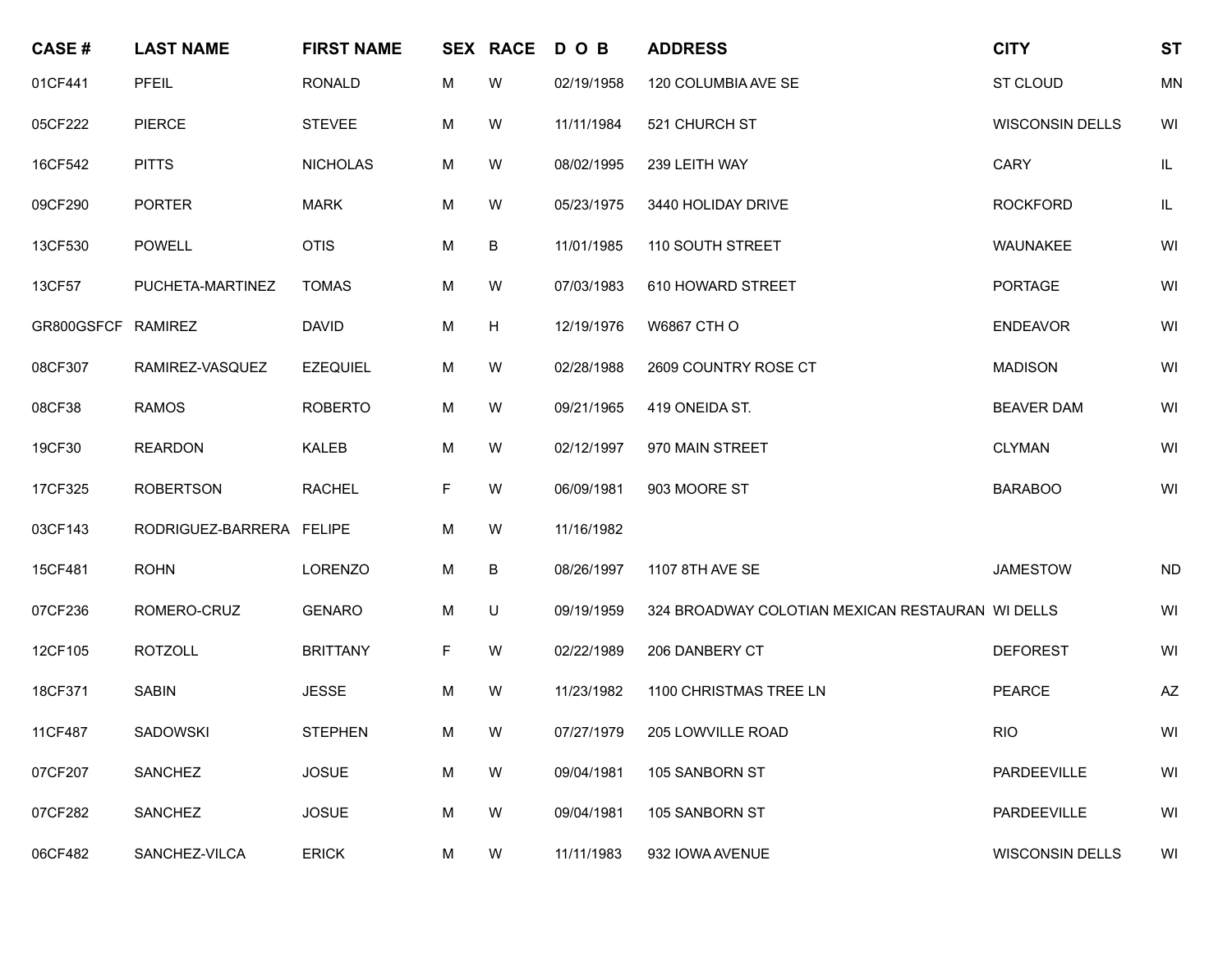| CASE # | LAST NAME | FIRST NAME | SEX | RACE | D O B | ADDRESS | CITY | ST |
| --- | --- | --- | --- | --- | --- | --- | --- | --- |
| 01CF441 | PFEIL | RONALD | M | W | 02/19/1958 | 120 COLUMBIA AVE SE | ST CLOUD | MN |
| 05CF222 | PIERCE | STEVEE | M | W | 11/11/1984 | 521 CHURCH ST | WISCONSIN DELLS | WI |
| 16CF542 | PITTS | NICHOLAS | M | W | 08/02/1995 | 239 LEITH WAY | CARY | IL |
| 09CF290 | PORTER | MARK | M | W | 05/23/1975 | 3440 HOLIDAY DRIVE | ROCKFORD | IL |
| 13CF530 | POWELL | OTIS | M | B | 11/01/1985 | 110 SOUTH STREET | WAUNAKEE | WI |
| 13CF57 | PUCHETA-MARTINEZ | TOMAS | M | W | 07/03/1983 | 610 HOWARD STREET | PORTAGE | WI |
| GR800GSFCF | RAMIREZ | DAVID | M | H | 12/19/1976 | W6867 CTH O | ENDEAVOR | WI |
| 08CF307 | RAMIREZ-VASQUEZ | EZEQUIEL | M | W | 02/28/1988 | 2609 COUNTRY ROSE CT | MADISON | WI |
| 08CF38 | RAMOS | ROBERTO | M | W | 09/21/1965 | 419 ONEIDA ST. | BEAVER DAM | WI |
| 19CF30 | REARDON | KALEB | M | W | 02/12/1997 | 970 MAIN STREET | CLYMAN | WI |
| 17CF325 | ROBERTSON | RACHEL | F | W | 06/09/1981 | 903 MOORE ST | BARABOO | WI |
| 03CF143 | RODRIGUEZ-BARRERA | FELIPE | M | W | 11/16/1982 | | | |
| 15CF481 | ROHN | LORENZO | M | B | 08/26/1997 | 1107 8TH AVE SE | JAMESTOW | ND |
| 07CF236 | ROMERO-CRUZ | GENARO | M | U | 09/19/1959 | 324 BROADWAY COLOTIAN MEXICAN RESTAURAN | WI DELLS | WI |
| 12CF105 | ROTZOLL | BRITTANY | F | W | 02/22/1989 | 206 DANBERY CT | DEFOREST | WI |
| 18CF371 | SABIN | JESSE | M | W | 11/23/1982 | 1100 CHRISTMAS TREE LN | PEARCE | AZ |
| 11CF487 | SADOWSKI | STEPHEN | M | W | 07/27/1979 | 205 LOWVILLE ROAD | RIO | WI |
| 07CF207 | SANCHEZ | JOSUE | M | W | 09/04/1981 | 105 SANBORN ST | PARDEEVILLE | WI |
| 07CF282 | SANCHEZ | JOSUE | M | W | 09/04/1981 | 105 SANBORN ST | PARDEEVILLE | WI |
| 06CF482 | SANCHEZ-VILCA | ERICK | M | W | 11/11/1983 | 932 IOWA AVENUE | WISCONSIN DELLS | WI |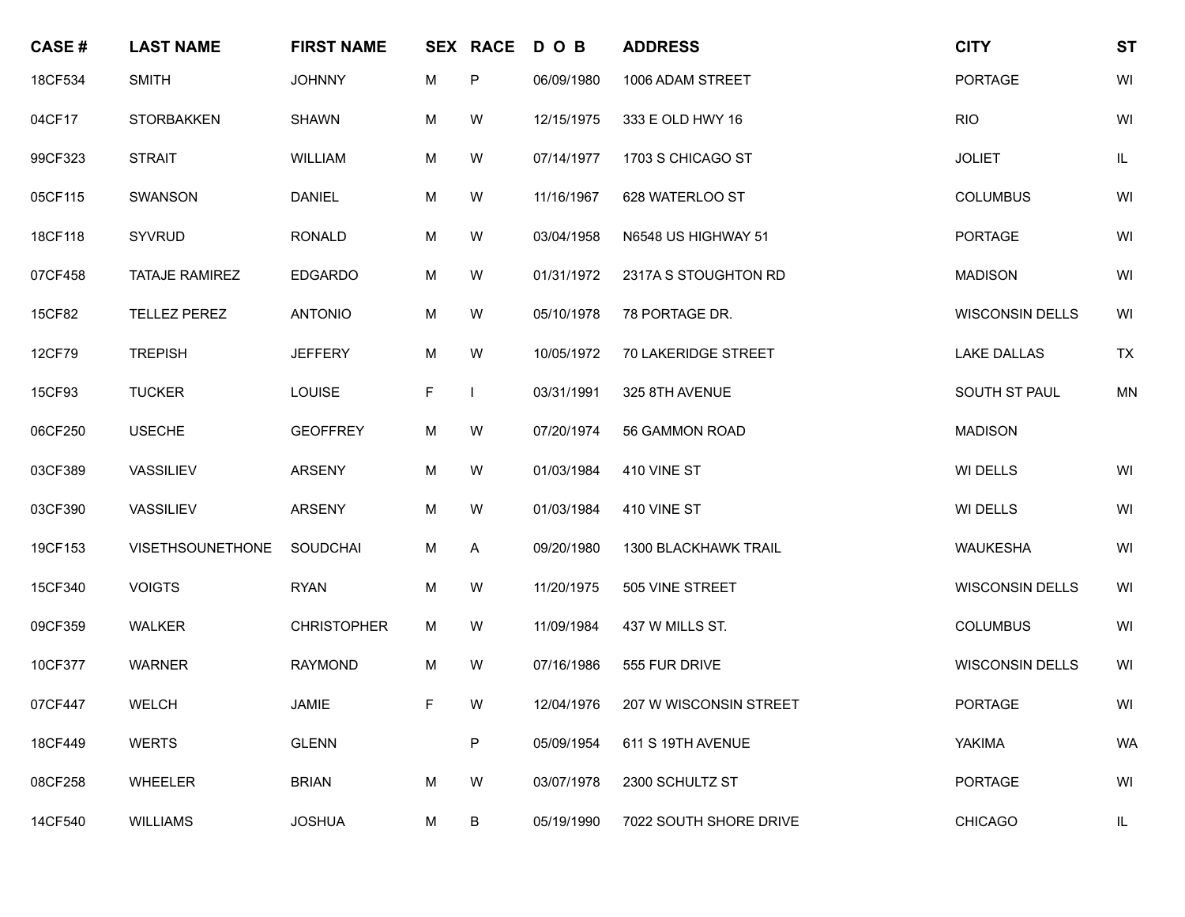| CASE # | LAST NAME | FIRST NAME | SEX | RACE | D O B | ADDRESS | CITY | ST |
|---|---|---|---|---|---|---|---|---|
| 18CF534 | SMITH | JOHNNY | M | P | 06/09/1980 | 1006 ADAM STREET | PORTAGE | WI |
| 04CF17 | STORBAKKEN | SHAWN | M | W | 12/15/1975 | 333 E OLD HWY 16 | RIO | WI |
| 99CF323 | STRAIT | WILLIAM | M | W | 07/14/1977 | 1703 S CHICAGO ST | JOLIET | IL |
| 05CF115 | SWANSON | DANIEL | M | W | 11/16/1967 | 628 WATERLOO ST | COLUMBUS | WI |
| 18CF118 | SYVRUD | RONALD | M | W | 03/04/1958 | N6548 US HIGHWAY 51 | PORTAGE | WI |
| 07CF458 | TATAJE RAMIREZ | EDGARDO | M | W | 01/31/1972 | 2317A S STOUGHTON RD | MADISON | WI |
| 15CF82 | TELLEZ PEREZ | ANTONIO | M | W | 05/10/1978 | 78 PORTAGE DR. | WISCONSIN DELLS | WI |
| 12CF79 | TREPISH | JEFFERY | M | W | 10/05/1972 | 70 LAKERIDGE STREET | LAKE DALLAS | TX |
| 15CF93 | TUCKER | LOUISE | F | I | 03/31/1991 | 325 8TH AVENUE | SOUTH ST PAUL | MN |
| 06CF250 | USECHE | GEOFFREY | M | W | 07/20/1974 | 56 GAMMON ROAD | MADISON | |
| 03CF389 | VASSILIEV | ARSENY | M | W | 01/03/1984 | 410 VINE ST | WI DELLS | WI |
| 03CF390 | VASSILIEV | ARSENY | M | W | 01/03/1984 | 410 VINE ST | WI DELLS | WI |
| 19CF153 | VISETHSOUNETHONE | SOUDCHAI | M | A | 09/20/1980 | 1300 BLACKHAWK TRAIL | WAUKESHA | WI |
| 15CF340 | VOIGTS | RYAN | M | W | 11/20/1975 | 505 VINE STREET | WISCONSIN DELLS | WI |
| 09CF359 | WALKER | CHRISTOPHER | M | W | 11/09/1984 | 437 W MILLS ST. | COLUMBUS | WI |
| 10CF377 | WARNER | RAYMOND | M | W | 07/16/1986 | 555 FUR DRIVE | WISCONSIN DELLS | WI |
| 07CF447 | WELCH | JAMIE | F | W | 12/04/1976 | 207 W WISCONSIN STREET | PORTAGE | WI |
| 18CF449 | WERTS | GLENN | | P | 05/09/1954 | 611 S 19TH AVENUE | YAKIMA | WA |
| 08CF258 | WHEELER | BRIAN | M | W | 03/07/1978 | 2300 SCHULTZ ST | PORTAGE | WI |
| 14CF540 | WILLIAMS | JOSHUA | M | B | 05/19/1990 | 7022 SOUTH SHORE DRIVE | CHICAGO | IL |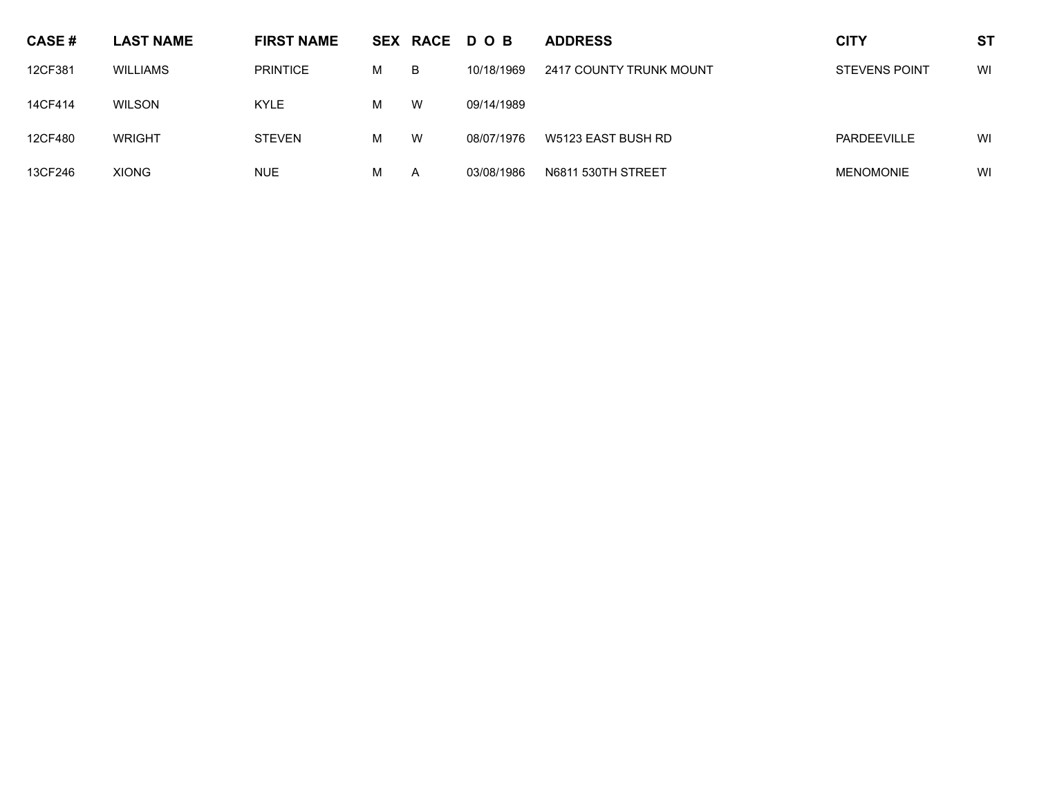| CASE # | LAST NAME | FIRST NAME | SEX | RACE | D O B | ADDRESS | CITY | ST |
|---|---|---|---|---|---|---|---|---|
| 12CF381 | WILLIAMS | PRINTICE | M | B | 10/18/1969 | 2417 COUNTY TRUNK MOUNT | STEVENS POINT | WI |
| 14CF414 | WILSON | KYLE | M | W | 09/14/1989 | | | |
| 12CF480 | WRIGHT | STEVEN | M | W | 08/07/1976 | W5123 EAST BUSH RD | PARDEEVILLE | WI |
| 13CF246 | XIONG | NUE | M | A | 03/08/1986 | N6811 530TH STREET | MENOMONIE | WI |